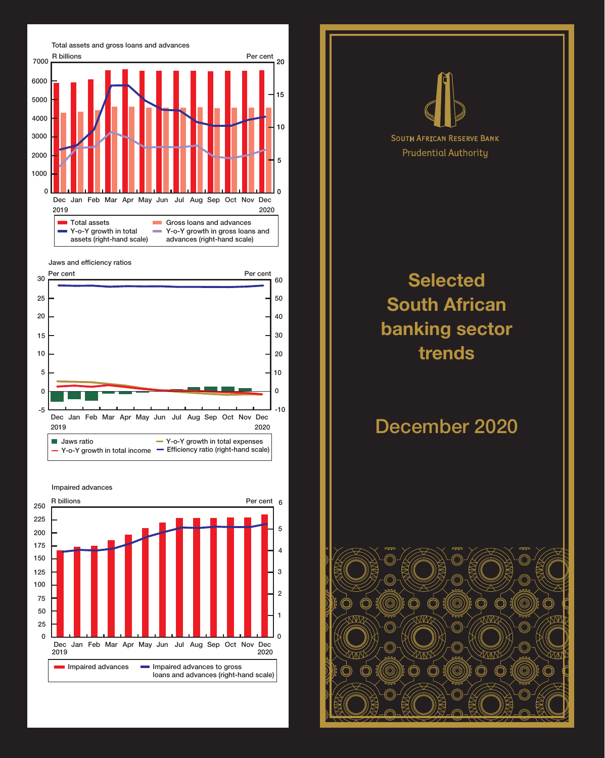Total assets and gross loans and advances

R billions | Per cent

Dec 2019, Jan, Feb, Mar, Apr, May, Jun, Jul, Aug, Sep, Oct, Nov, Dec 2020

- Total assets
- Gross loans and advances
- Y-o-Y growth in total assets (right-hand scale)
- Y-o-Y growth in gross loans and advances (right-hand scale)

Jaws and efficiency ratios

Per cent | Per cent

Dec 2019, Jan, Feb, Mar, Apr, May, Jun, Jul, Aug, Sep, Oct, Nov, Dec 2020

- Jaws ratio
- Y-o-Y growth in total expenses
- Y-o-Y growth in total income
- Efficiency ratio (right-hand scale)

Impaired advances

R billions | Per cent

Dec 2019, Jan, Feb, Mar, Apr, May, Jun, Jul, Aug, Sep, Oct, Nov, Dec 2020

- Impaired advances
- Impaired advances to gross loans and advances (right-hand scale)

South African Reserve Bank

Prudential Authority

# Selected South African banking sector trends

## December 2020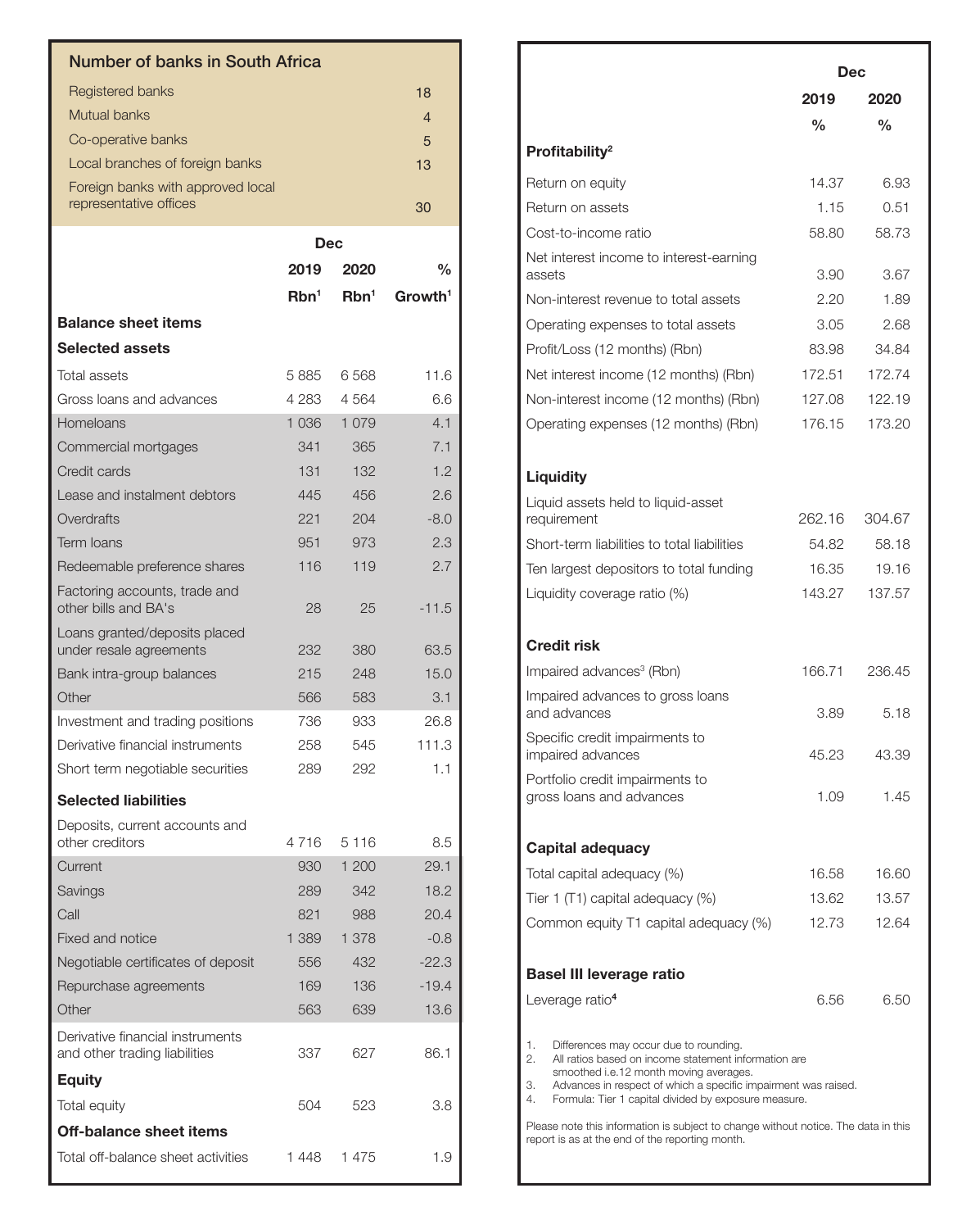## Number of banks in South Africa

| | |
|---|---|
| Registered banks | 18 |
| Mutual banks | 4 |
| Co-operative banks | 5 |
| Local branches of foreign banks | 13 |
| Foreign banks with approved local representative offices | 30 |

| | Dec | | |
|---|---|---|---|
| | 2019 | 2020 | % |
| | Rbn[1] | Rbn[1] | Growth[1] |
| **Balance sheet items** | | | |
| **Selected assets** | | | |
| Total assets | 5 885 | 6 568 | 11.6 |
| Gross loans and advances | 4 283 | 4 564 | 6.6 |
| Homeloans | 1 036 | 1 079 | 4.1 |
| Commercial mortgages | 341 | 365 | 7.1 |
| Credit cards | 131 | 132 | 1.2 |
| Lease and instalment debtors | 445 | 456 | 2.6 |
| Overdrafts | 221 | 204 | -8.0 |
| Term loans | 951 | 973 | 2.3 |
| Redeemable preference shares | 116 | 119 | 2.7 |
| Factoring accounts, trade and other bills and BA's | 28 | 25 | -11.5 |
| Loans granted/deposits placed under resale agreements | 232 | 380 | 63.5 |
| Bank intra-group balances | 215 | 248 | 15.0 |
| Other | 566 | 583 | 3.1 |
| Investment and trading positions | 736 | 933 | 26.8 |
| Derivative financial instruments | 258 | 545 | 111.3 |
| Short term negotiable securities | 289 | 292 | 1.1 |
| **Selected liabilities** | | | |
| Deposits, current accounts and other creditors | 4 716 | 5 116 | 8.5 |
| Current | 930 | 1 200 | 29.1 |
| Savings | 289 | 342 | 18.2 |
| Call | 821 | 988 | 20.4 |
| Fixed and notice | 1 389 | 1 378 | -0.8 |
| Negotiable certificates of deposit | 556 | 432 | -22.3 |
| Repurchase agreements | 169 | 136 | -19.4 |
| Other | 563 | 639 | 13.6 |
| Derivative financial instruments and other trading liabilities | 337 | 627 | 86.1 |
| **Equity** | | | |
| Total equity | 504 | 523 | 3.8 |
| **Off-balance sheet items** | | | |
| Total off-balance sheet activities | 1 448 | 1 475 | 1.9 |

| | Dec | |
|---|---|---|
| | 2019 | 2020 |
| | % | % |
| **Profitability[2]** | | |
| Return on equity | 14.37 | 6.93 |
| Return on assets | 1.15 | 0.51 |
| Cost-to-income ratio | 58.80 | 58.73 |
| Net interest income to interest-earning assets | 3.90 | 3.67 |
| Non-interest revenue to total assets | 2.20 | 1.89 |
| Operating expenses to total assets | 3.05 | 2.68 |
| Profit/Loss (12 months) (Rbn) | 83.98 | 34.84 |
| Net interest income (12 months) (Rbn) | 172.51 | 172.74 |
| Non-interest income (12 months) (Rbn) | 127.08 | 122.19 |
| Operating expenses (12 months) (Rbn) | 176.15 | 173.20 |
| **Liquidity** | | |
| Liquid assets held to liquid-asset requirement | 262.16 | 304.67 |
| Short-term liabilities to total liabilities | 54.82 | 58.18 |
| Ten largest depositors to total funding | 16.35 | 19.16 |
| Liquidity coverage ratio (%) | 143.27 | 137.57 |
| **Credit risk** | | |
| Impaired advances[3] (Rbn) | 166.71 | 236.45 |
| Impaired advances to gross loans and advances | 3.89 | 5.18 |
| Specific credit impairments to impaired advances | 45.23 | 43.39 |
| Portfolio credit impairments to gross loans and advances | 1.09 | 1.45 |
| **Capital adequacy** | | |
| Total capital adequacy (%) | 16.58 | 16.60 |
| Tier 1 (T1) capital adequacy (%) | 13.62 | 13.57 |
| Common equity T1 capital adequacy (%) | 12.73 | 12.64 |
| **Basel III leverage ratio** | | |
| Leverage ratio[4] | 6.56 | 6.50 |

1. Differences may occur due to rounding.
2. All ratios based on income statement information are smoothed i.e.12 month moving averages.
3. Advances in respect of which a specific impairment was raised.
4. Formula: Tier 1 capital divided by exposure measure.

Please note this information is subject to change without notice. The data in this report is as at the end of the reporting month.